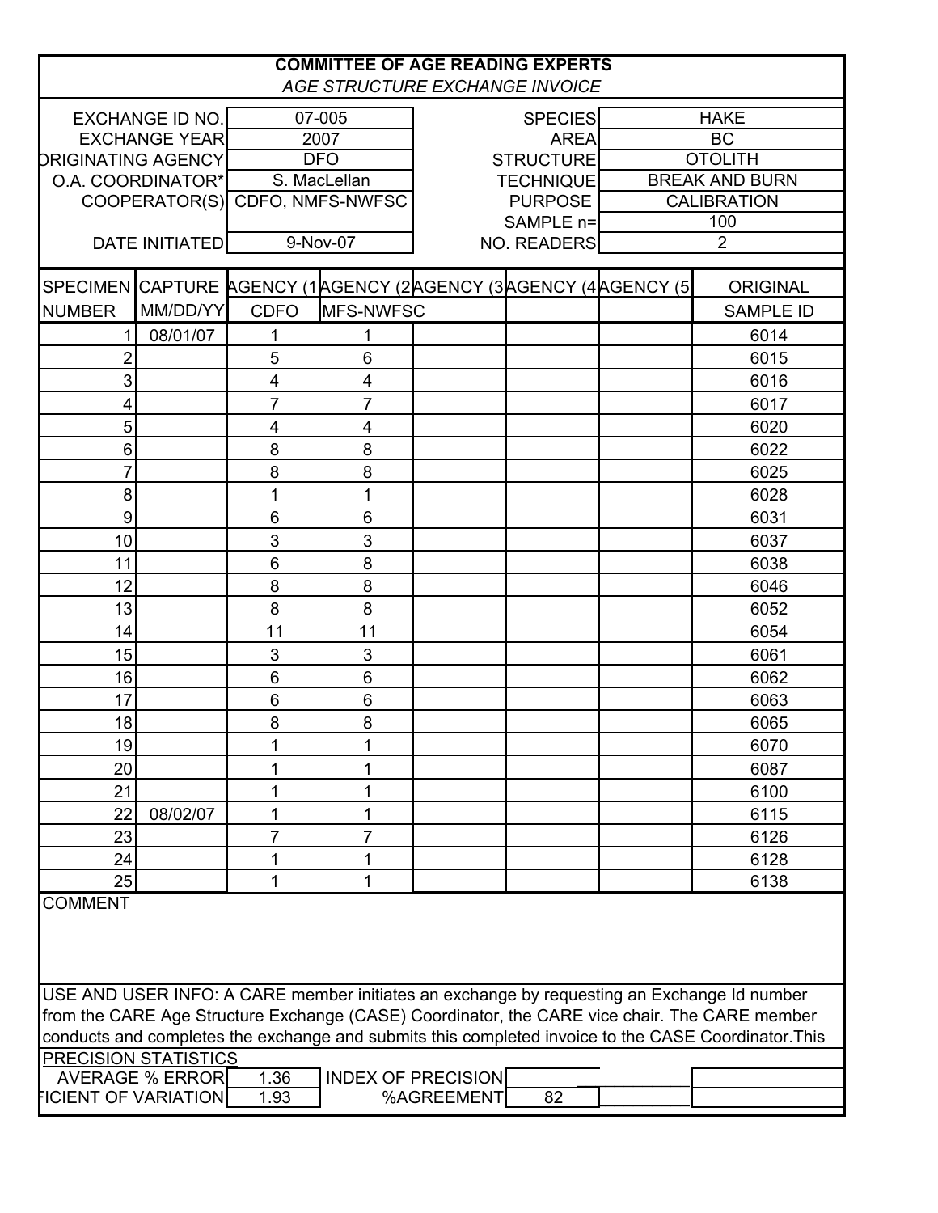**COMMITTEE OF AGE READING EXPERTS**

*AGE STRUCTURE EXCHANGE INVOICE*

| | | | |
|---|---|---|---|
| EXCHANGE ID NO. | 07-005 | SPECIES | HAKE |
| EXCHANGE YEAR | 2007 | AREA | BC |
| ORIGINATING AGENCY | DFO | STRUCTURE | OTOLITH |
| O.A. COORDINATOR* | S. MacLellan | TECHNIQUE | BREAK AND BURN |
| COOPERATOR(S) | CDFO, NMFS-NWFSC | PURPOSE | CALIBRATION |
| | | SAMPLE n= | 100 |
| DATE INITIATED | 9-Nov-07 | NO. READERS | 2 |

| SPECIMEN NUMBER | CAPTURE MM/DD/YY | AGENCY (1) CDFO | AGENCY (2) NMFS-NWFSC | AGENCY (3) | AGENCY (4) | AGENCY (5) | ORIGINAL SAMPLE ID |
|---|---|---|---|---|---|---|---|
| 1 | 08/01/07 | 1 | 1 | | | | 6014 |
| 2 | | 5 | 6 | | | | 6015 |
| 3 | | 4 | 4 | | | | 6016 |
| 4 | | 7 | 7 | | | | 6017 |
| 5 | | 4 | 4 | | | | 6020 |
| 6 | | 8 | 8 | | | | 6022 |
| 7 | | 8 | 8 | | | | 6025 |
| 8 | | 1 | 1 | | | | 6028 |
| 9 | | 6 | 6 | | | | 6031 |
| 10 | | 3 | 3 | | | | 6037 |
| 11 | | 6 | 8 | | | | 6038 |
| 12 | | 8 | 8 | | | | 6046 |
| 13 | | 8 | 8 | | | | 6052 |
| 14 | | 11 | 11 | | | | 6054 |
| 15 | | 3 | 3 | | | | 6061 |
| 16 | | 6 | 6 | | | | 6062 |
| 17 | | 6 | 6 | | | | 6063 |
| 18 | | 8 | 8 | | | | 6065 |
| 19 | | 1 | 1 | | | | 6070 |
| 20 | | 1 | 1 | | | | 6087 |
| 21 | | 1 | 1 | | | | 6100 |
| 22 | 08/02/07 | 1 | 1 | | | | 6115 |
| 23 | | 7 | 7 | | | | 6126 |
| 24 | | 1 | 1 | | | | 6128 |
| 25 | | 1 | 1 | | | | 6138 |

COMMENT

USE AND USER INFO: A CARE member initiates an exchange by requesting an Exchange Id number from the CARE Age Structure Exchange (CASE) Coordinator, the CARE vice chair. The CARE member conducts and completes the exchange and submits this completed invoice to the CASE Coordinator.This

PRECISION STATISTICS

| | | | |
|---|---|---|---|
| AVERAGE % ERROR | 1.36 | INDEX OF PRECISION | |
| COEFFICIENT OF VARIATION | 1.93 | %AGREEMENT | 82 |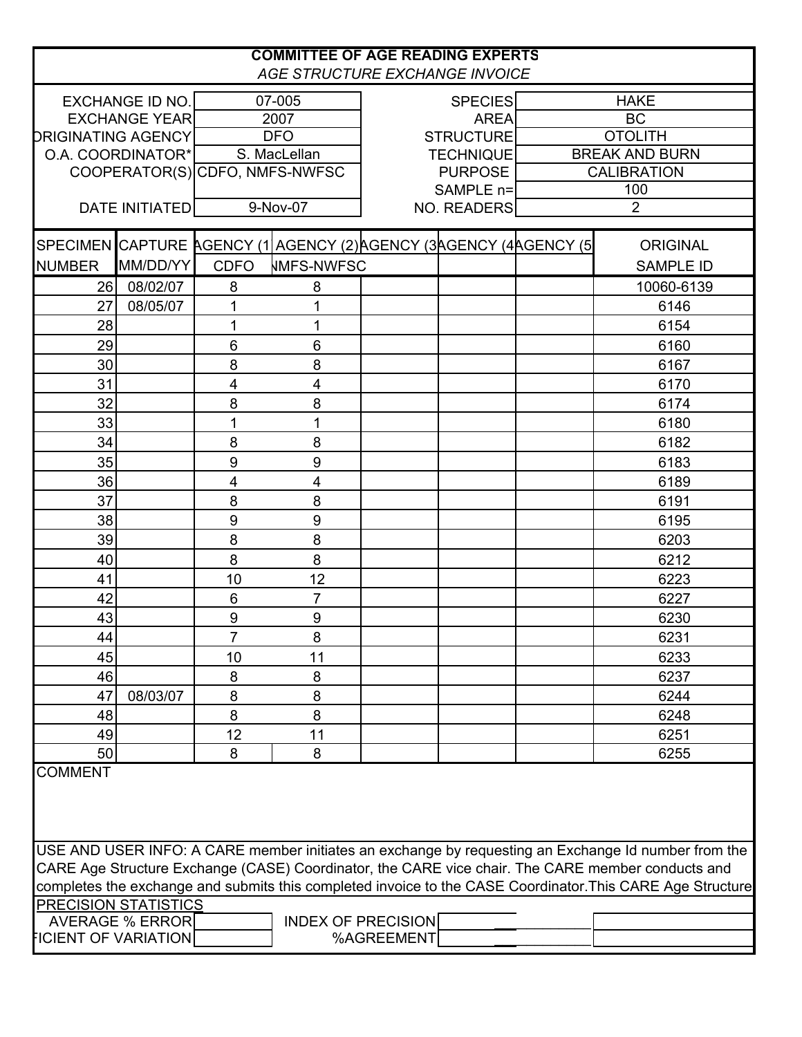# COMMITTEE OF AGE READING EXPERTS

*AGE STRUCTURE EXCHANGE INVOICE*

| | | | |
|---|---|---|---|
| EXCHANGE ID NO. | 07-005 | SPECIES | HAKE |
| EXCHANGE YEAR | 2007 | AREA | BC |
| ORIGINATING AGENCY | DFO | STRUCTURE | OTOLITH |
| O.A. COORDINATOR* | S. MacLellan | TECHNIQUE | BREAK AND BURN |
| COOPERATOR(S) | CDFO, NMFS-NWFSC | PURPOSE | CALIBRATION |
| | | SAMPLE n= | 100 |
| DATE INITIATED | 9-Nov-07 | NO. READERS | 2 |

| SPECIMEN NUMBER | CAPTURE MM/DD/YY | AGENCY (1) CDFO | AGENCY (2) NMFS-NWFSC | AGENCY (3) | AGENCY (4) | AGENCY (5) | ORIGINAL SAMPLE ID |
|---|---|---|---|---|---|---|---|
| 26 | 08/02/07 | 8 | 8 | | | | 10060-6139 |
| 27 | 08/05/07 | 1 | 1 | | | | 6146 |
| 28 | | 1 | 1 | | | | 6154 |
| 29 | | 6 | 6 | | | | 6160 |
| 30 | | 8 | 8 | | | | 6167 |
| 31 | | 4 | 4 | | | | 6170 |
| 32 | | 8 | 8 | | | | 6174 |
| 33 | | 1 | 1 | | | | 6180 |
| 34 | | 8 | 8 | | | | 6182 |
| 35 | | 9 | 9 | | | | 6183 |
| 36 | | 4 | 4 | | | | 6189 |
| 37 | | 8 | 8 | | | | 6191 |
| 38 | | 9 | 9 | | | | 6195 |
| 39 | | 8 | 8 | | | | 6203 |
| 40 | | 8 | 8 | | | | 6212 |
| 41 | | 10 | 12 | | | | 6223 |
| 42 | | 6 | 7 | | | | 6227 |
| 43 | | 9 | 9 | | | | 6230 |
| 44 | | 7 | 8 | | | | 6231 |
| 45 | | 10 | 11 | | | | 6233 |
| 46 | | 8 | 8 | | | | 6237 |
| 47 | 08/03/07 | 8 | 8 | | | | 6244 |
| 48 | | 8 | 8 | | | | 6248 |
| 49 | | 12 | 11 | | | | 6251 |
| 50 | | 8 | 8 | | | | 6255 |

COMMENT

USE AND USER INFO: A CARE member initiates an exchange by requesting an Exchange Id number from the CARE Age Structure Exchange (CASE) Coordinator, the CARE vice chair. The CARE member conducts and completes the exchange and submits this completed invoice to the CASE Coordinator.This CARE Age Structure

PRECISION STATISTICS

| | | | |
|---|---|---|---|
| AVERAGE % ERROR | | INDEX OF PRECISION | |
| COEFFICIENT OF VARIATION | | %AGREEMENT | |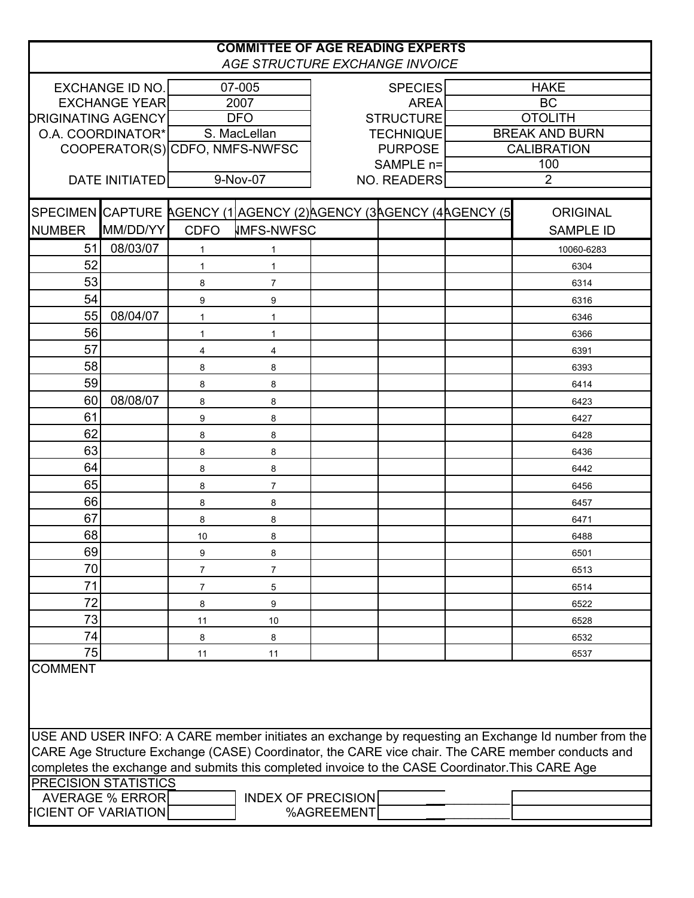# COMMITTEE OF AGE READING EXPERTS

*AGE STRUCTURE EXCHANGE INVOICE*

| | | | |
|---|---|---|---|
| EXCHANGE ID NO. | 07-005 | SPECIES | HAKE |
| EXCHANGE YEAR | 2007 | AREA | BC |
| ORIGINATING AGENCY | DFO | STRUCTURE | OTOLITH |
| O.A. COORDINATOR* | S. MacLellan | TECHNIQUE | BREAK AND BURN |
| COOPERATOR(S) | CDFO, NMFS-NWFSC | PURPOSE | CALIBRATION |
| | | SAMPLE n= | 100 |
| DATE INITIATED | 9-Nov-07 | NO. READERS | 2 |

| SPECIMEN NUMBER | CAPTURE MM/DD/YY | AGENCY (1) CDFO | AGENCY (2) NMFS-NWFSC | AGENCY (3) | AGENCY (4) | AGENCY (5) | ORIGINAL SAMPLE ID |
|---|---|---|---|---|---|---|---|
| 51 | 08/03/07 | 1 | 1 | | | | 10060-6283 |
| 52 | | 1 | 1 | | | | 6304 |
| 53 | | 8 | 7 | | | | 6314 |
| 54 | | 9 | 9 | | | | 6316 |
| 55 | 08/04/07 | 1 | 1 | | | | 6346 |
| 56 | | 1 | 1 | | | | 6366 |
| 57 | | 4 | 4 | | | | 6391 |
| 58 | | 8 | 8 | | | | 6393 |
| 59 | | 8 | 8 | | | | 6414 |
| 60 | 08/08/07 | 8 | 8 | | | | 6423 |
| 61 | | 9 | 8 | | | | 6427 |
| 62 | | 8 | 8 | | | | 6428 |
| 63 | | 8 | 8 | | | | 6436 |
| 64 | | 8 | 8 | | | | 6442 |
| 65 | | 8 | 7 | | | | 6456 |
| 66 | | 8 | 8 | | | | 6457 |
| 67 | | 8 | 8 | | | | 6471 |
| 68 | | 10 | 8 | | | | 6488 |
| 69 | | 9 | 8 | | | | 6501 |
| 70 | | 7 | 7 | | | | 6513 |
| 71 | | 7 | 5 | | | | 6514 |
| 72 | | 8 | 9 | | | | 6522 |
| 73 | | 11 | 10 | | | | 6528 |
| 74 | | 8 | 8 | | | | 6532 |
| 75 | | 11 | 11 | | | | 6537 |

COMMENT

USE AND USER INFO: A CARE member initiates an exchange by requesting an Exchange Id number from the CARE Age Structure Exchange (CASE) Coordinator, the CARE vice chair. The CARE member conducts and completes the exchange and submits this completed invoice to the CASE Coordinator.This CARE Age

PRECISION STATISTICS

| | | | |
|---|---|---|---|
| AVERAGE % ERROR | | INDEX OF PRECISION | |
| COEFFICIENT OF VARIATION | | %AGREEMENT | |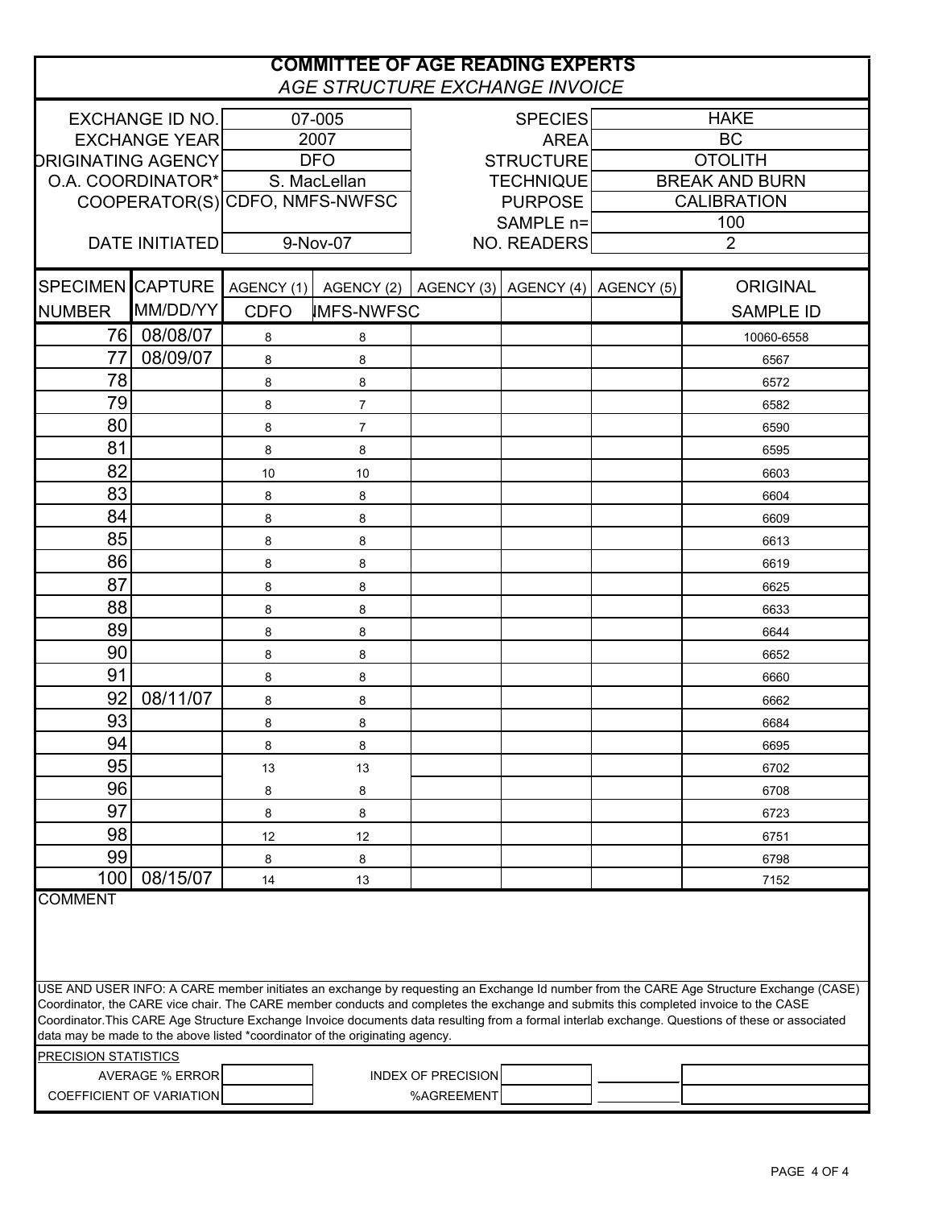# COMMITTEE OF AGE READING EXPERTS

*AGE STRUCTURE EXCHANGE INVOICE*

| | | | |
|---|---|---|---|
| EXCHANGE ID NO. | 07-005 | SPECIES | HAKE |
| EXCHANGE YEAR | 2007 | AREA | BC |
| ORIGINATING AGENCY | DFO | STRUCTURE | OTOLITH |
| O.A. COORDINATOR* | S. MacLellan | TECHNIQUE | BREAK AND BURN |
| COOPERATOR(S) | CDFO, NMFS-NWFSC | PURPOSE | CALIBRATION |
| | | SAMPLE n= | 100 |
| DATE INITIATED | 9-Nov-07 | NO. READERS | 2 |

| SPECIMEN NUMBER | CAPTURE MM/DD/YY | AGENCY (1) CDFO | AGENCY (2) NMFS-NWFSC | AGENCY (3) | AGENCY (4) | AGENCY (5) | ORIGINAL SAMPLE ID |
|---|---|---|---|---|---|---|---|
| 76 | 08/08/07 | 8 | 8 | | | | 10060-6558 |
| 77 | 08/09/07 | 8 | 8 | | | | 6567 |
| 78 | | 8 | 8 | | | | 6572 |
| 79 | | 8 | 7 | | | | 6582 |
| 80 | | 8 | 7 | | | | 6590 |
| 81 | | 8 | 8 | | | | 6595 |
| 82 | | 10 | 10 | | | | 6603 |
| 83 | | 8 | 8 | | | | 6604 |
| 84 | | 8 | 8 | | | | 6609 |
| 85 | | 8 | 8 | | | | 6613 |
| 86 | | 8 | 8 | | | | 6619 |
| 87 | | 8 | 8 | | | | 6625 |
| 88 | | 8 | 8 | | | | 6633 |
| 89 | | 8 | 8 | | | | 6644 |
| 90 | | 8 | 8 | | | | 6652 |
| 91 | | 8 | 8 | | | | 6660 |
| 92 | 08/11/07 | 8 | 8 | | | | 6662 |
| 93 | | 8 | 8 | | | | 6684 |
| 94 | | 8 | 8 | | | | 6695 |
| 95 | | 13 | 13 | | | | 6702 |
| 96 | | 8 | 8 | | | | 6708 |
| 97 | | 8 | 8 | | | | 6723 |
| 98 | | 12 | 12 | | | | 6751 |
| 99 | | 8 | 8 | | | | 6798 |
| 100 | 08/15/07 | 14 | 13 | | | | 7152 |

COMMENT

USE AND USER INFO: A CARE member initiates an exchange by requesting an Exchange Id number from the CARE Age Structure Exchange (CASE) Coordinator, the CARE vice chair. The CARE member conducts and completes the exchange and submits this completed invoice to the CASE Coordinator.This CARE Age Structure Exchange Invoice documents data resulting from a formal interlab exchange. Questions of these or associated data may be made to the above listed *coordinator of the originating agency.

PRECISION STATISTICS

| | | | |
|---|---|---|---|
| AVERAGE % ERROR | | INDEX OF PRECISION | |
| COEFFICIENT OF VARIATION | | %AGREEMENT | |